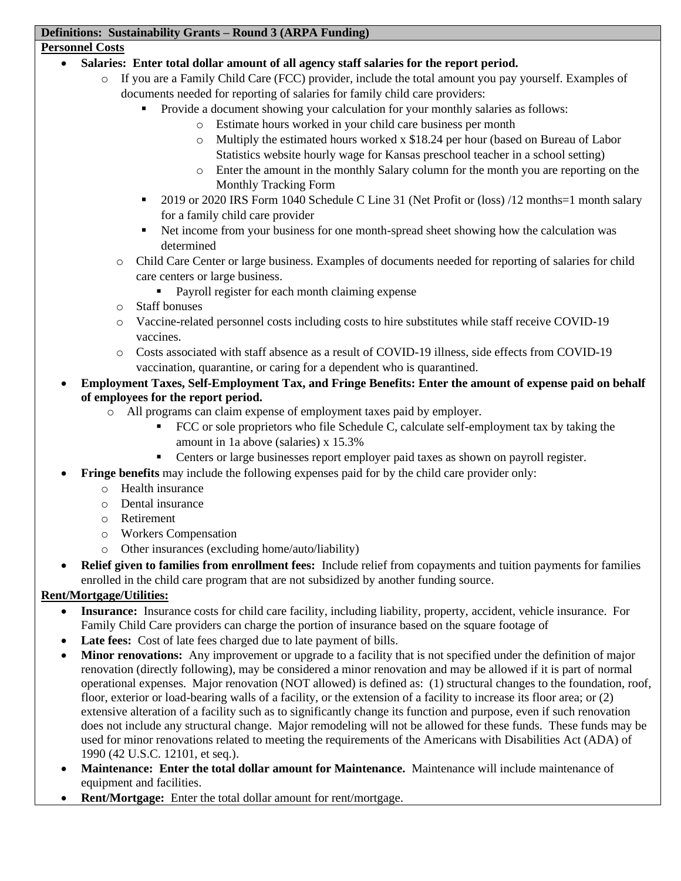**Definitions: Sustainability Grants – Round 3 (ARPA Funding)**

**Personnel Costs**

- **Salaries: Enter total dollar amount of all agency staff salaries for the report period.**
  - If you are a Family Child Care (FCC) provider, include the total amount you pay yourself. Examples of documents needed for reporting of salaries for family child care providers:
    - Provide a document showing your calculation for your monthly salaries as follows:
      - Estimate hours worked in your child care business per month
      - Multiply the estimated hours worked x $18.24 per hour (based on Bureau of Labor Statistics website hourly wage for Kansas preschool teacher in a school setting)
      - Enter the amount in the monthly Salary column for the month you are reporting on the Monthly Tracking Form
    - 2019 or 2020 IRS Form 1040 Schedule C Line 31 (Net Profit or (loss) /12 months=1 month salary for a family child care provider
    - Net income from your business for one month-spread sheet showing how the calculation was determined
  - Child Care Center or large business. Examples of documents needed for reporting of salaries for child care centers or large business.
    - Payroll register for each month claiming expense
  - Staff bonuses
  - Vaccine-related personnel costs including costs to hire substitutes while staff receive COVID-19 vaccines.
  - Costs associated with staff absence as a result of COVID-19 illness, side effects from COVID-19 vaccination, quarantine, or caring for a dependent who is quarantined.
- **Employment Taxes, Self-Employment Tax, and Fringe Benefits: Enter the amount of expense paid on behalf of employees for the report period.**
  - All programs can claim expense of employment taxes paid by employer.
    - FCC or sole proprietors who file Schedule C, calculate self-employment tax by taking the amount in 1a above (salaries) x 15.3%
    - Centers or large businesses report employer paid taxes as shown on payroll register.
- **Fringe benefits** may include the following expenses paid for by the child care provider only:
  - Health insurance
  - Dental insurance
  - Retirement
  - Workers Compensation
  - Other insurances (excluding home/auto/liability)
- **Relief given to families from enrollment fees:** Include relief from copayments and tuition payments for families enrolled in the child care program that are not subsidized by another funding source.

**Rent/Mortgage/Utilities:**

- **Insurance:** Insurance costs for child care facility, including liability, property, accident, vehicle insurance. For Family Child Care providers can charge the portion of insurance based on the square footage of
- **Late fees:** Cost of late fees charged due to late payment of bills.
- **Minor renovations:** Any improvement or upgrade to a facility that is not specified under the definition of major renovation (directly following), may be considered a minor renovation and may be allowed if it is part of normal operational expenses. Major renovation (NOT allowed) is defined as: (1) structural changes to the foundation, roof, floor, exterior or load-bearing walls of a facility, or the extension of a facility to increase its floor area; or (2) extensive alteration of a facility such as to significantly change its function and purpose, even if such renovation does not include any structural change. Major remodeling will not be allowed for these funds. These funds may be used for minor renovations related to meeting the requirements of the Americans with Disabilities Act (ADA) of 1990 (42 U.S.C. 12101, et seq.).
- **Maintenance: Enter the total dollar amount for Maintenance.** Maintenance will include maintenance of equipment and facilities.
- **Rent/Mortgage:** Enter the total dollar amount for rent/mortgage.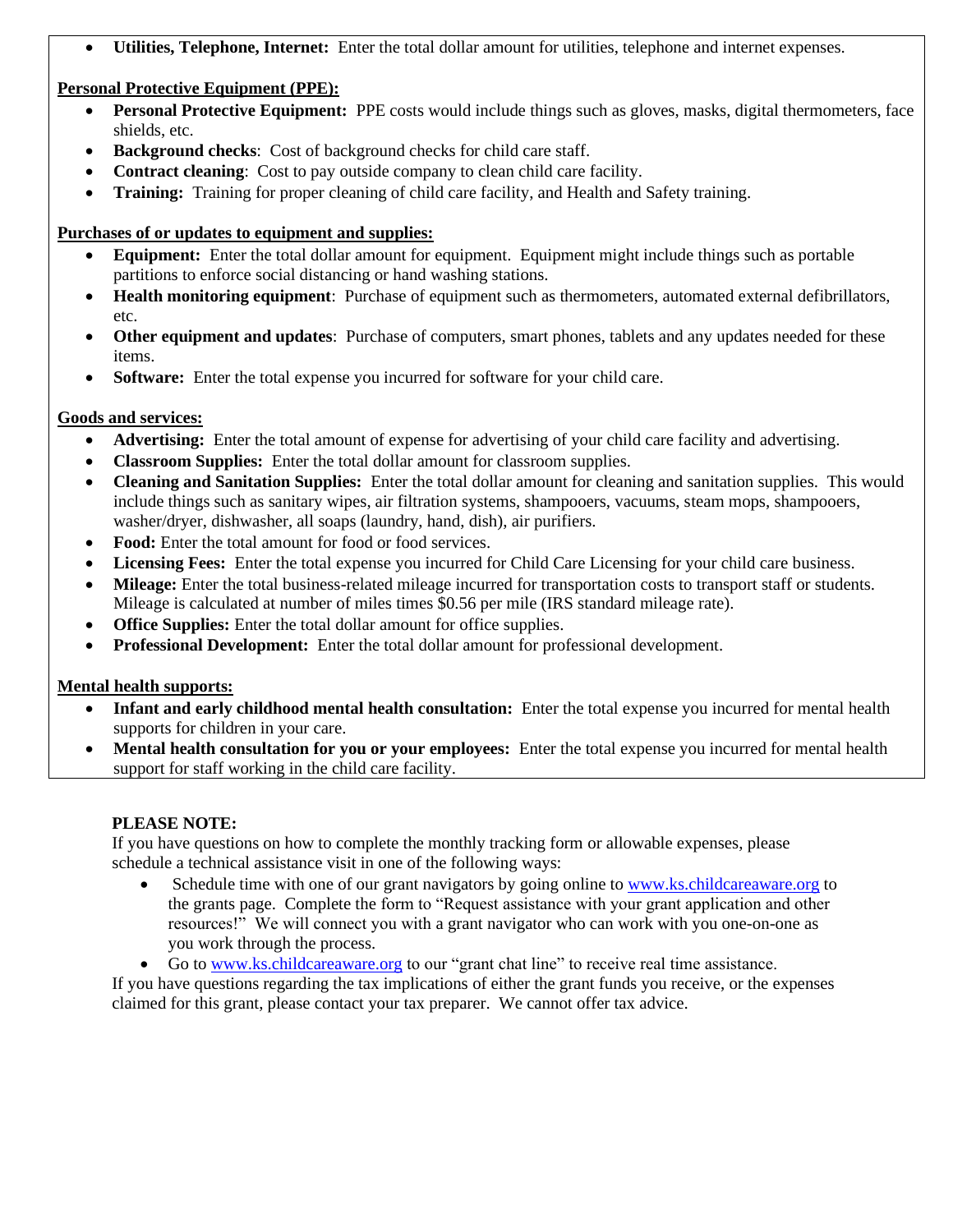- **Utilities, Telephone, Internet:** Enter the total dollar amount for utilities, telephone and internet expenses.

**Personal Protective Equipment (PPE):**

- **Personal Protective Equipment:** PPE costs would include things such as gloves, masks, digital thermometers, face shields, etc.
- **Background checks**: Cost of background checks for child care staff.
- **Contract cleaning**: Cost to pay outside company to clean child care facility.
- **Training:** Training for proper cleaning of child care facility, and Health and Safety training.

**Purchases of or updates to equipment and supplies:**

- **Equipment:** Enter the total dollar amount for equipment. Equipment might include things such as portable partitions to enforce social distancing or hand washing stations.
- **Health monitoring equipment**: Purchase of equipment such as thermometers, automated external defibrillators, etc.
- **Other equipment and updates**: Purchase of computers, smart phones, tablets and any updates needed for these items.
- **Software:** Enter the total expense you incurred for software for your child care.

**Goods and services:**

- **Advertising:** Enter the total amount of expense for advertising of your child care facility and advertising.
- **Classroom Supplies:** Enter the total dollar amount for classroom supplies.
- **Cleaning and Sanitation Supplies:** Enter the total dollar amount for cleaning and sanitation supplies. This would include things such as sanitary wipes, air filtration systems, shampooers, vacuums, steam mops, shampooers, washer/dryer, dishwasher, all soaps (laundry, hand, dish), air purifiers.
- **Food:** Enter the total amount for food or food services.
- **Licensing Fees:** Enter the total expense you incurred for Child Care Licensing for your child care business.
- **Mileage:** Enter the total business-related mileage incurred for transportation costs to transport staff or students. Mileage is calculated at number of miles times $0.56 per mile (IRS standard mileage rate).
- **Office Supplies:** Enter the total dollar amount for office supplies.
- **Professional Development:** Enter the total dollar amount for professional development.

**Mental health supports:**

- **Infant and early childhood mental health consultation:** Enter the total expense you incurred for mental health supports for children in your care.
- **Mental health consultation for you or your employees:** Enter the total expense you incurred for mental health support for staff working in the child care facility.

**PLEASE NOTE:**

If you have questions on how to complete the monthly tracking form or allowable expenses, please schedule a technical assistance visit in one of the following ways:

- Schedule time with one of our grant navigators by going online to www.ks.childcareaware.org to the grants page. Complete the form to "Request assistance with your grant application and other resources!" We will connect you with a grant navigator who can work with you one-on-one as you work through the process.
- Go to www.ks.childcareaware.org to our "grant chat line" to receive real time assistance.

If you have questions regarding the tax implications of either the grant funds you receive, or the expenses claimed for this grant, please contact your tax preparer. We cannot offer tax advice.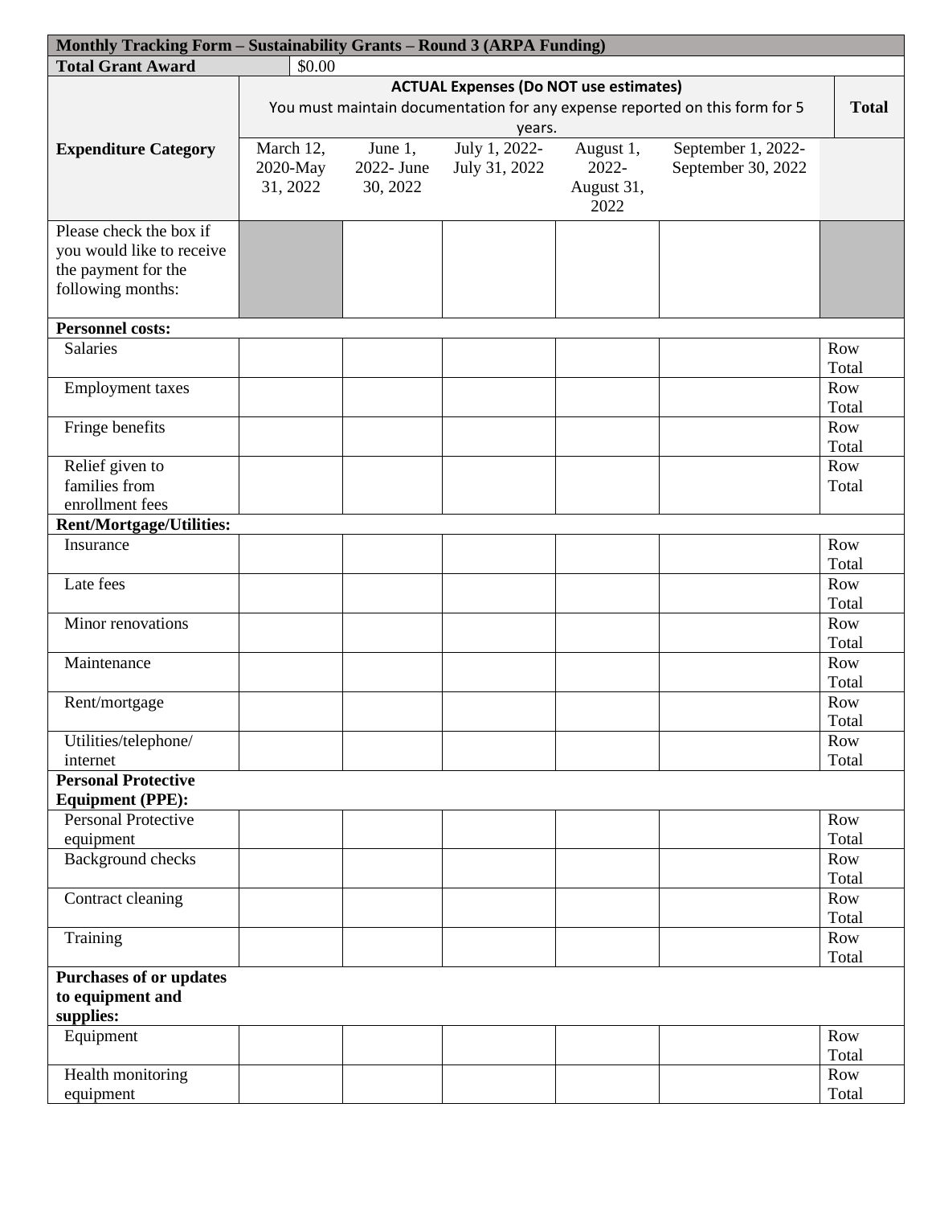| Monthly Tracking Form – Sustainability Grants – Round 3 (ARPA Funding) | | | | | | |
|---|---|---|---|---|---|---|
| **Total Grant Award** | $0.00 | | | | | |
| **Expenditure Category** | **ACTUAL Expenses (Do NOT use estimates)** You must maintain documentation for any expense reported on this form for 5 years. | | | | | **Total** |
| | March 12, 2020-May 31, 2022 | June 1, 2022- June 30, 2022 | July 1, 2022- July 31, 2022 | August 1, 2022- August 31, 2022 | September 1, 2022- September 30, 2022 | |
| Please check the box if you would like to receive the payment for the following months: | | | | | | |
| **Personnel costs:** | | | | | | |
| Salaries | | | | | | Row Total |
| Employment taxes | | | | | | Row Total |
| Fringe benefits | | | | | | Row Total |
| Relief given to families from enrollment fees | | | | | | Row Total |
| **Rent/Mortgage/Utilities:** | | | | | | |
| Insurance | | | | | | Row Total |
| Late fees | | | | | | Row Total |
| Minor renovations | | | | | | Row Total |
| Maintenance | | | | | | Row Total |
| Rent/mortgage | | | | | | Row Total |
| Utilities/telephone/ internet | | | | | | Row Total |
| **Personal Protective Equipment (PPE):** | | | | | | |
| Personal Protective equipment | | | | | | Row Total |
| Background checks | | | | | | Row Total |
| Contract cleaning | | | | | | Row Total |
| Training | | | | | | Row Total |
| **Purchases of or updates to equipment and supplies:** | | | | | | |
| Equipment | | | | | | Row Total |
| Health monitoring equipment | | | | | | Row Total |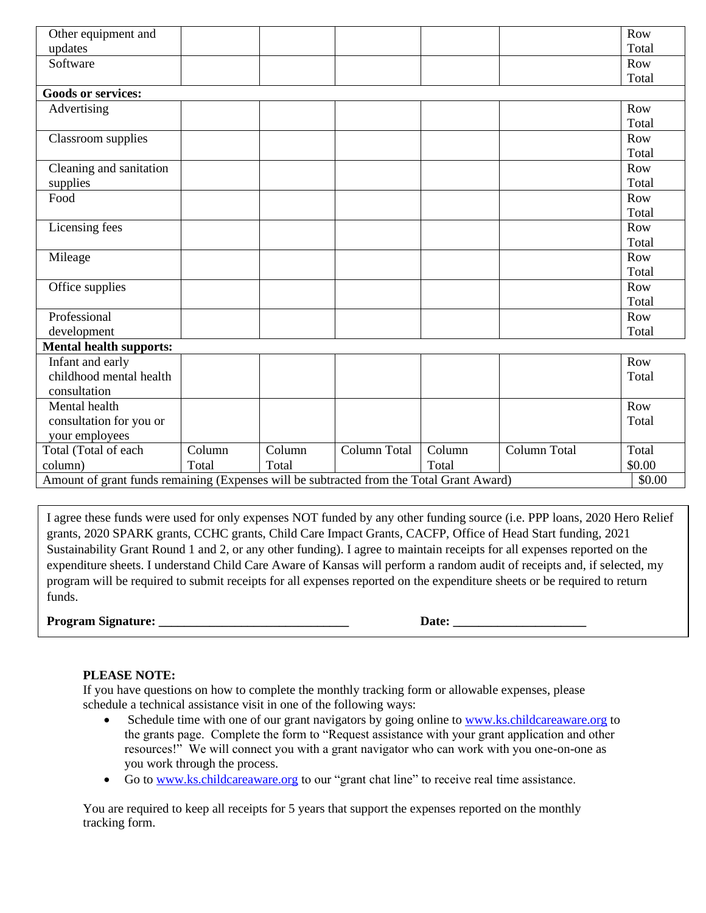| | | | | | | |
|---|---|---|---|---|---|---|
| Other equipment and updates | | | | | | Row Total |
| Software | | | | | | Row Total |
| **Goods or services:** | | | | | | |
| Advertising | | | | | | Row Total |
| Classroom supplies | | | | | | Row Total |
| Cleaning and sanitation supplies | | | | | | Row Total |
| Food | | | | | | Row Total |
| Licensing fees | | | | | | Row Total |
| Mileage | | | | | | Row Total |
| Office supplies | | | | | | Row Total |
| Professional development | | | | | | Row Total |
| **Mental health supports:** | | | | | | |
| Infant and early childhood mental health consultation | | | | | | Row Total |
| Mental health consultation for you or your employees | | | | | | Row Total |
| Total (Total of each column) | Column Total | Column Total | Column Total | Column Total | Column Total | Total $0.00 |
| Amount of grant funds remaining (Expenses will be subtracted from the Total Grant Award) | | | | | | $0.00 |

I agree these funds were used for only expenses NOT funded by any other funding source (i.e. PPP loans, 2020 Hero Relief grants, 2020 SPARK grants, CCHC grants, Child Care Impact Grants, CACFP, Office of Head Start funding, 2021 Sustainability Grant Round 1 and 2, or any other funding). I agree to maintain receipts for all expenses reported on the expenditure sheets. I understand Child Care Aware of Kansas will perform a random audit of receipts and, if selected, my program will be required to submit receipts for all expenses reported on the expenditure sheets or be required to return funds.

**Program Signature: ______________________________** **Date: ____________________**

**PLEASE NOTE:**
If you have questions on how to complete the monthly tracking form or allowable expenses, please schedule a technical assistance visit in one of the following ways:

- Schedule time with one of our grant navigators by going online to www.ks.childcareaware.org to the grants page. Complete the form to "Request assistance with your grant application and other resources!" We will connect you with a grant navigator who can work with you one-on-one as you work through the process.
- Go to www.ks.childcareaware.org to our "grant chat line" to receive real time assistance.

You are required to keep all receipts for 5 years that support the expenses reported on the monthly tracking form.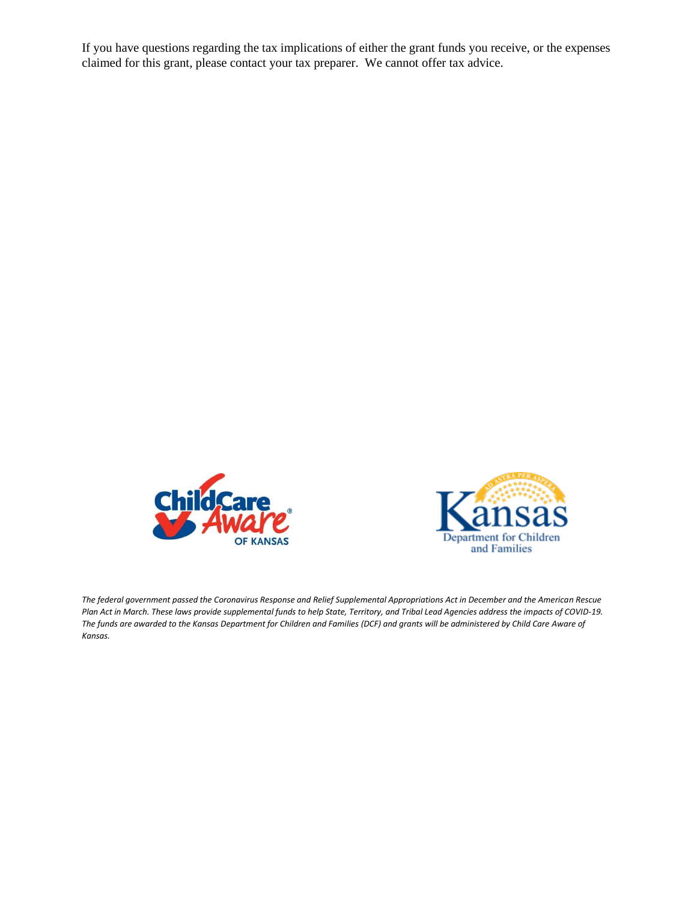If you have questions regarding the tax implications of either the grant funds you receive, or the expenses claimed for this grant, please contact your tax preparer. We cannot offer tax advice.

*The federal government passed the Coronavirus Response and Relief Supplemental Appropriations Act in December and the American Rescue Plan Act in March. These laws provide supplemental funds to help State, Territory, and Tribal Lead Agencies address the impacts of COVID-19. The funds are awarded to the Kansas Department for Children and Families (DCF) and grants will be administered by Child Care Aware of Kansas.*